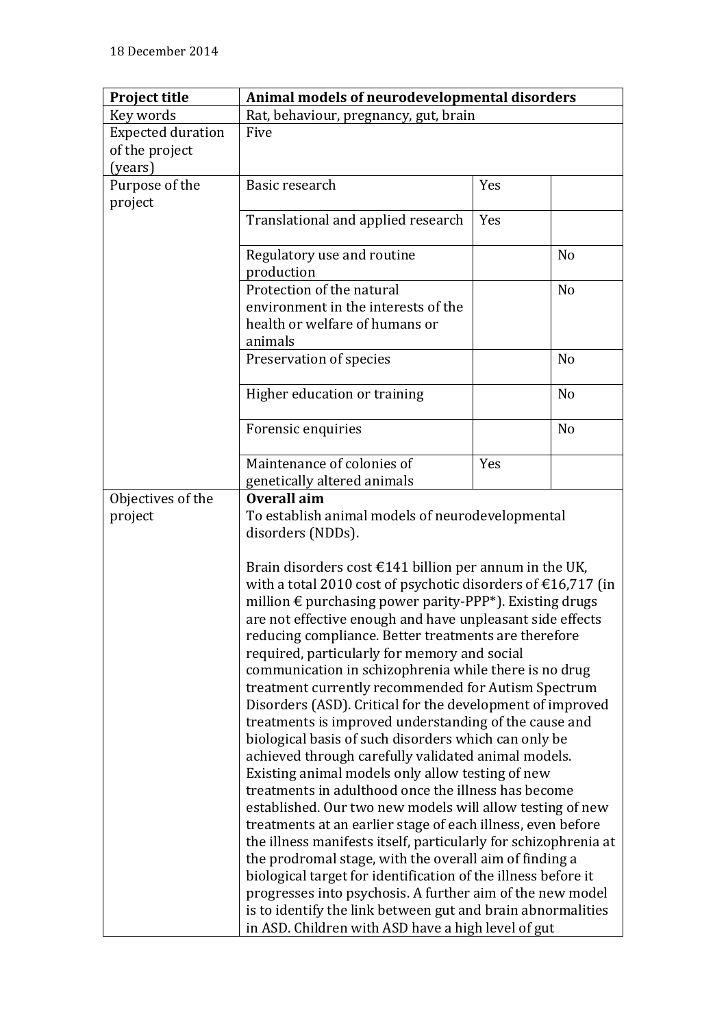18 December 2014

| Project title | Animal models of neurodevelopmental disorders | | |
|---|---|---|---|
| Key words | Rat, behaviour, pregnancy, gut, brain | | |
| Expected duration of the project (years) | Five | | |
| Purpose of the project | Basic research | Yes | |
| | Translational and applied research | Yes | |
| | Regulatory use and routine production | | No |
| | Protection of the natural environment in the interests of the health or welfare of humans or animals | | No |
| | Preservation of species | | No |
| | Higher education or training | | No |
| | Forensic enquiries | | No |
| | Maintenance of colonies of genetically altered animals | Yes | |
| Objectives of the project | **Overall aim**<br>To establish animal models of neurodevelopmental disorders (NDDs).<br><br>Brain disorders cost €141 billion per annum in the UK, with a total 2010 cost of psychotic disorders of €16,717 (in million € purchasing power parity-PPP*). Existing drugs are not effective enough and have unpleasant side effects reducing compliance. Better treatments are therefore required, particularly for memory and social communication in schizophrenia while there is no drug treatment currently recommended for Autism Spectrum Disorders (ASD). Critical for the development of improved treatments is improved understanding of the cause and biological basis of such disorders which can only be achieved through carefully validated animal models. Existing animal models only allow testing of new treatments in adulthood once the illness has become established. Our two new models will allow testing of new treatments at an earlier stage of each illness, even before the illness manifests itself, particularly for schizophrenia at the prodromal stage, with the overall aim of finding a biological target for identification of the illness before it progresses into psychosis. A further aim of the new model is to identify the link between gut and brain abnormalities in ASD. Children with ASD have a high level of gut | | |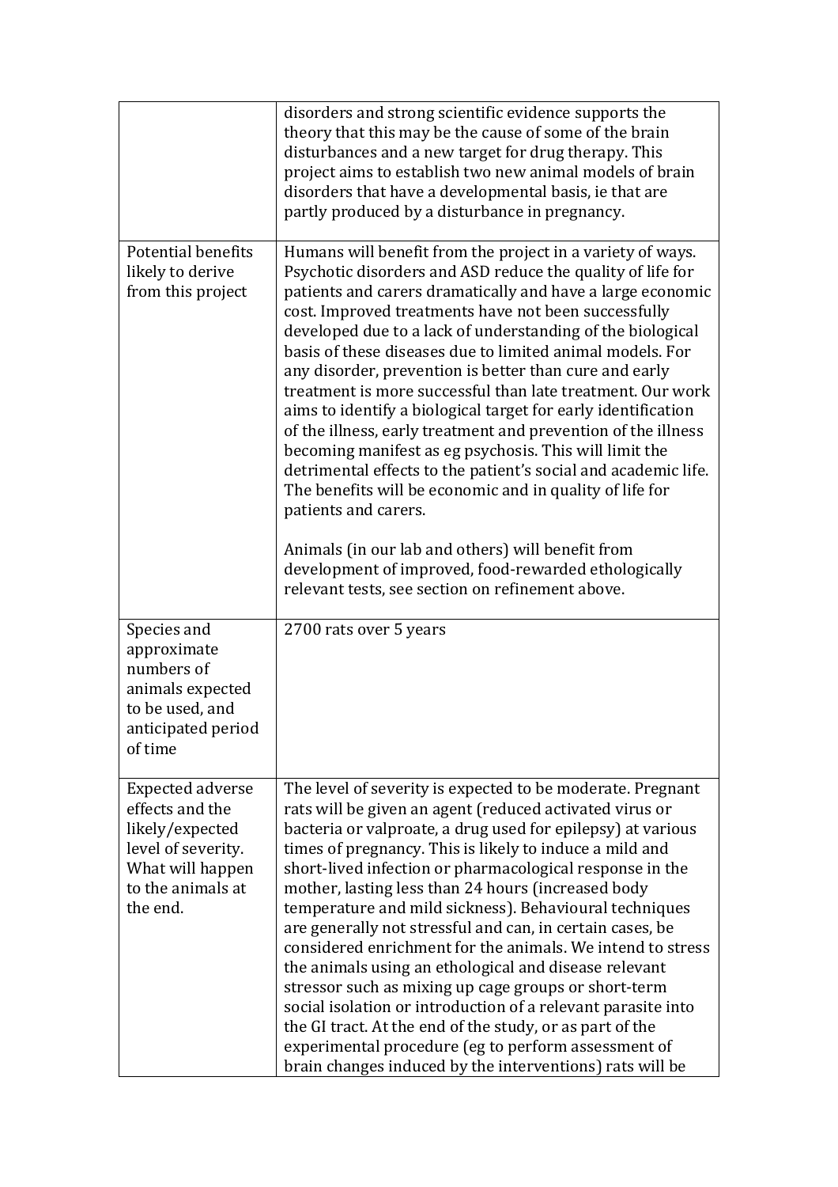| | |
|---|---|
| | disorders and strong scientific evidence supports the theory that this may be the cause of some of the brain disturbances and a new target for drug therapy. This project aims to establish two new animal models of brain disorders that have a developmental basis, ie that are partly produced by a disturbance in pregnancy. |
| Potential benefits likely to derive from this project | Humans will benefit from the project in a variety of ways. Psychotic disorders and ASD reduce the quality of life for patients and carers dramatically and have a large economic cost. Improved treatments have not been successfully developed due to a lack of understanding of the biological basis of these diseases due to limited animal models. For any disorder, prevention is better than cure and early treatment is more successful than late treatment. Our work aims to identify a biological target for early identification of the illness, early treatment and prevention of the illness becoming manifest as eg psychosis. This will limit the detrimental effects to the patient's social and academic life. The benefits will be economic and in quality of life for patients and carers.<br><br>Animals (in our lab and others) will benefit from development of improved, food-rewarded ethologically relevant tests, see section on refinement above. |
| Species and approximate numbers of animals expected to be used, and anticipated period of time | 2700 rats over 5 years |
| Expected adverse effects and the likely/expected level of severity. What will happen to the animals at the end. | The level of severity is expected to be moderate. Pregnant rats will be given an agent (reduced activated virus or bacteria or valproate, a drug used for epilepsy) at various times of pregnancy. This is likely to induce a mild and short-lived infection or pharmacological response in the mother, lasting less than 24 hours (increased body temperature and mild sickness). Behavioural techniques are generally not stressful and can, in certain cases, be considered enrichment for the animals. We intend to stress the animals using an ethological and disease relevant stressor such as mixing up cage groups or short-term social isolation or introduction of a relevant parasite into the GI tract. At the end of the study, or as part of the experimental procedure (eg to perform assessment of brain changes induced by the interventions) rats will be |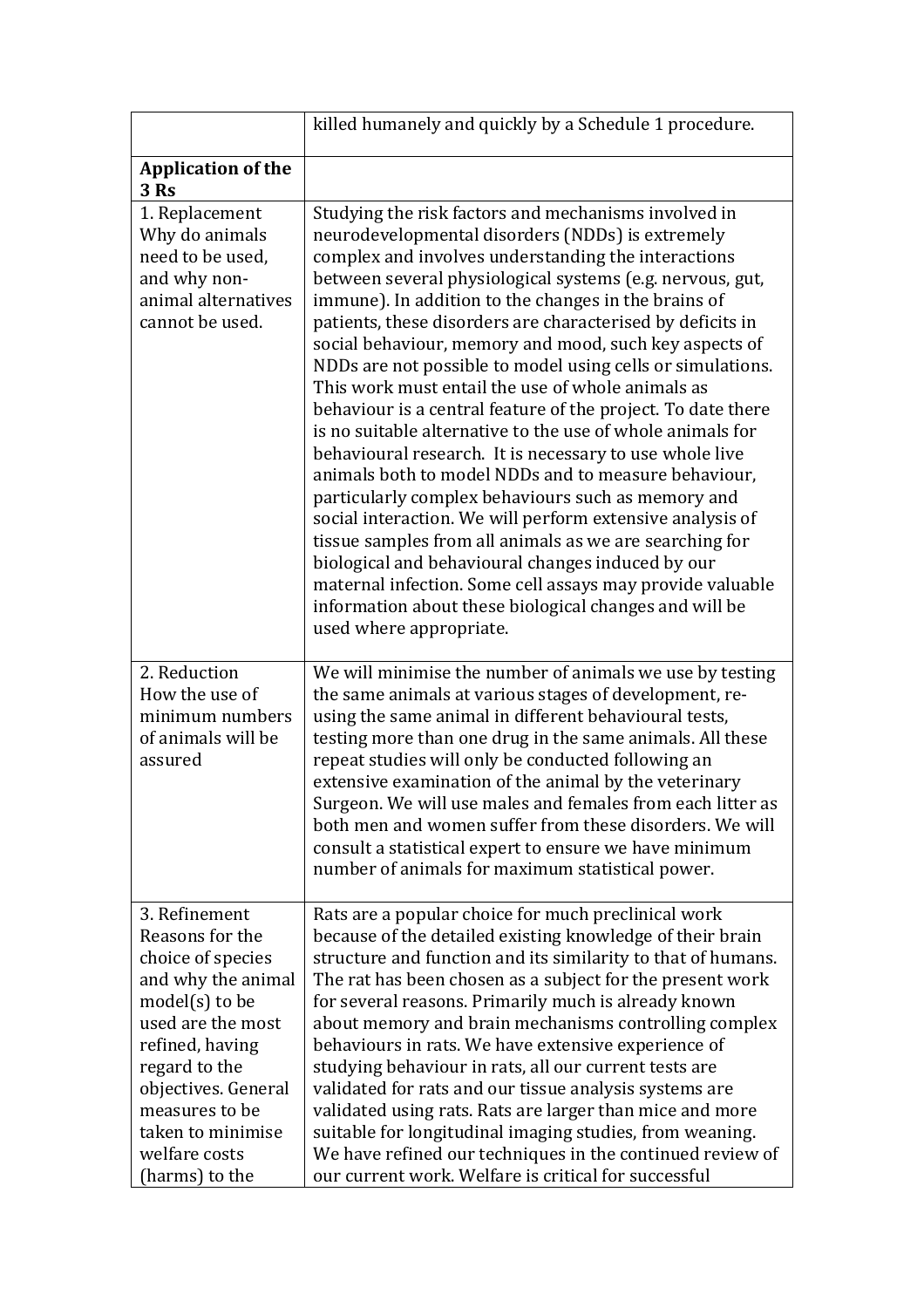| | |
|---|---|
| | killed humanely and quickly by a Schedule 1 procedure. |
| **Application of the 3 Rs** | |
| 1. Replacement<br>Why do animals need to be used, and why non-animal alternatives cannot be used. | Studying the risk factors and mechanisms involved in neurodevelopmental disorders (NDDs) is extremely complex and involves understanding the interactions between several physiological systems (e.g. nervous, gut, immune). In addition to the changes in the brains of patients, these disorders are characterised by deficits in social behaviour, memory and mood, such key aspects of NDDs are not possible to model using cells or simulations. This work must entail the use of whole animals as behaviour is a central feature of the project. To date there is no suitable alternative to the use of whole animals for behavioural research. It is necessary to use whole live animals both to model NDDs and to measure behaviour, particularly complex behaviours such as memory and social interaction. We will perform extensive analysis of tissue samples from all animals as we are searching for biological and behavioural changes induced by our maternal infection. Some cell assays may provide valuable information about these biological changes and will be used where appropriate. |
| 2. Reduction<br>How the use of minimum numbers of animals will be assured | We will minimise the number of animals we use by testing the same animals at various stages of development, re-using the same animal in different behavioural tests, testing more than one drug in the same animals. All these repeat studies will only be conducted following an extensive examination of the animal by the veterinary Surgeon. We will use males and females from each litter as both men and women suffer from these disorders. We will consult a statistical expert to ensure we have minimum number of animals for maximum statistical power. |
| 3. Refinement<br>Reasons for the choice of species and why the animal model(s) to be used are the most refined, having regard to the objectives. General measures to be taken to minimise welfare costs (harms) to the | Rats are a popular choice for much preclinical work because of the detailed existing knowledge of their brain structure and function and its similarity to that of humans. The rat has been chosen as a subject for the present work for several reasons. Primarily much is already known about memory and brain mechanisms controlling complex behaviours in rats. We have extensive experience of studying behaviour in rats, all our current tests are validated for rats and our tissue analysis systems are validated using rats. Rats are larger than mice and more suitable for longitudinal imaging studies, from weaning. We have refined our techniques in the continued review of our current work. Welfare is critical for successful |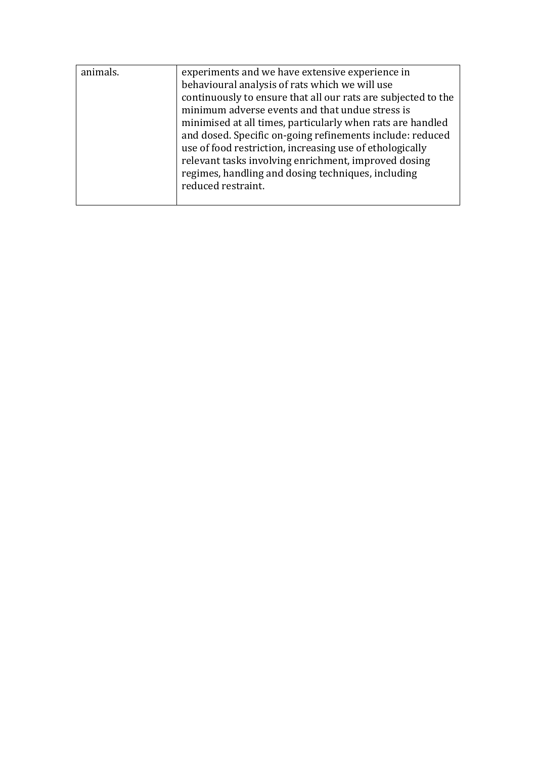| | |
|---|---|
| animals. | experiments and we have extensive experience in behavioural analysis of rats which we will use continuously to ensure that all our rats are subjected to the minimum adverse events and that undue stress is minimised at all times, particularly when rats are handled and dosed. Specific on-going refinements include: reduced use of food restriction, increasing use of ethologically relevant tasks involving enrichment, improved dosing regimes, handling and dosing techniques, including reduced restraint. |